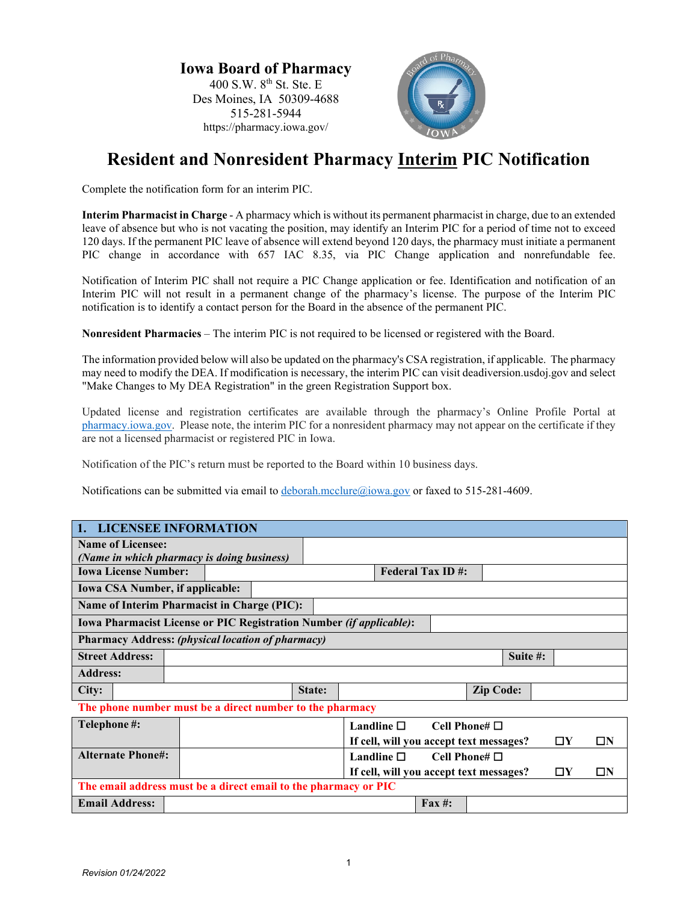**Iowa Board of Pharmacy**
400 S.W. 8th St. Ste. E
Des Moines, IA 50309-4688
515-281-5944
https://pharmacy.iowa.gov/

# Resident and Nonresident Pharmacy Interim PIC Notification

Complete the notification form for an interim PIC.

**Interim Pharmacist in Charge** - A pharmacy which is without its permanent pharmacist in charge, due to an extended leave of absence but who is not vacating the position, may identify an Interim PIC for a period of time not to exceed 120 days. If the permanent PIC leave of absence will extend beyond 120 days, the pharmacy must initiate a permanent PIC change in accordance with 657 IAC 8.35, via PIC Change application and nonrefundable fee.

Notification of Interim PIC shall not require a PIC Change application or fee. Identification and notification of an Interim PIC will not result in a permanent change of the pharmacy's license. The purpose of the Interim PIC notification is to identify a contact person for the Board in the absence of the permanent PIC.

**Nonresident Pharmacies** – The interim PIC is not required to be licensed or registered with the Board.

The information provided below will also be updated on the pharmacy's CSA registration, if applicable. The pharmacy may need to modify the DEA. If modification is necessary, the interim PIC can visit deadiversion.usdoj.gov and select "Make Changes to My DEA Registration" in the green Registration Support box.

Updated license and registration certificates are available through the pharmacy's Online Profile Portal at pharmacy.iowa.gov. Please note, the interim PIC for a nonresident pharmacy may not appear on the certificate if they are not a licensed pharmacist or registered PIC in Iowa.

Notification of the PIC's return must be reported to the Board within 10 business days.

Notifications can be submitted via email to deborah.mcclure@iowa.gov or faxed to 515-281-4609.

| **1. LICENSEE INFORMATION** | | | |
|---|---|---|---|
| **Name of Licensee:** *(Name in which pharmacy is doing business)* | | | |
| **Iowa License Number:** | | **Federal Tax ID #:** | |
| **Iowa CSA Number, if applicable:** | | | |
| **Name of Interim Pharmacist in Charge (PIC):** | | | |
| **Iowa Pharmacist License or PIC Registration Number** *(if applicable)*: | | | |
| **Pharmacy Address:** *(physical location of pharmacy)* | | | |
| **Street Address:** | | **Suite #:** | |
| **Address:** | | | |
| **City:** | **State:** | **Zip Code:** | |
| **The phone number must be a direct number to the pharmacy** | | | |
| **Telephone #:** | | **Landline ☐ Cell Phone# ☐** If cell, will you accept text messages? ☐Y ☐N | |
| **Alternate Phone#:** | | **Landline ☐ Cell Phone# ☐** If cell, will you accept text messages? ☐Y ☐N | |
| **The email address must be a direct email to the pharmacy or PIC** | | | |
| **Email Address:** | | **Fax #:** | |

Revision 01/24/2022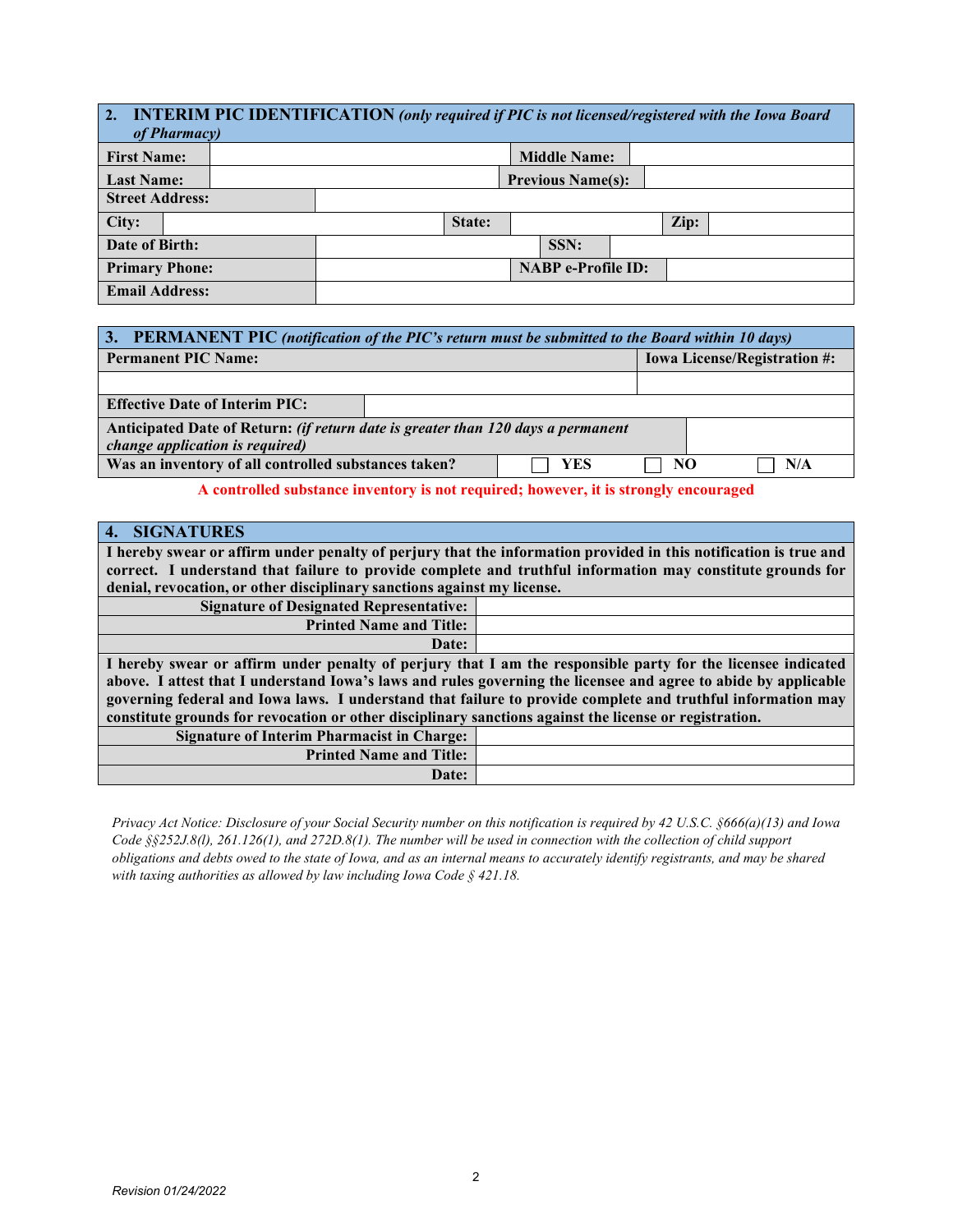## 2. INTERIM PIC IDENTIFICATION *(only required if PIC is not licensed/registered with the Iowa Board of Pharmacy)*

| | | | |
|---|---|---|---|
| **First Name:** | | **Middle Name:** | |
| **Last Name:** | | **Previous Name(s):** | |
| **Street Address:** | | | |
| **City:** | | **State:** | | 
| **Zip:** | | | |
| **Date of Birth:** | | **SSN:** | |
| **Primary Phone:** | | **NABP e-Profile ID:** | |
| **Email Address:** | | | |

## 3. PERMANENT PIC *(notification of the PIC's return must be submitted to the Board within 10 days)*

| | | | |
|---|---|---|---|
| **Permanent PIC Name:** | | **Iowa License/Registration #:** | |
| | | | |
| **Effective Date of Interim PIC:** | | | |
| **Anticipated Date of Return:** *(if return date is greater than 120 days a permanent change application is required)* | | | |
| **Was an inventory of all controlled substances taken?** | ☐ **YES** | ☐ **NO** | ☐ **N/A** |

**A controlled substance inventory is not required; however, it is strongly encouraged**

## 4. SIGNATURES

**I hereby swear or affirm under penalty of perjury that the information provided in this notification is true and correct. I understand that failure to provide complete and truthful information may constitute grounds for denial, revocation, or other disciplinary sanctions against my license.**

| | |
|---|---|
| **Signature of Designated Representative:** | |
| **Printed Name and Title:** | |
| **Date:** | |

**I hereby swear or affirm under penalty of perjury that I am the responsible party for the licensee indicated above. I attest that I understand Iowa's laws and rules governing the licensee and agree to abide by applicable governing federal and Iowa laws. I understand that failure to provide complete and truthful information may constitute grounds for revocation or other disciplinary sanctions against the license or registration.**

| | |
|---|---|
| **Signature of Interim Pharmacist in Charge:** | |
| **Printed Name and Title:** | |
| **Date:** | |

*Privacy Act Notice: Disclosure of your Social Security number on this notification is required by 42 U.S.C. §666(a)(13) and Iowa Code §§252J.8(l), 261.126(1), and 272D.8(1). The number will be used in connection with the collection of child support obligations and debts owed to the state of Iowa, and as an internal means to accurately identify registrants, and may be shared with taxing authorities as allowed by law including Iowa Code § 421.18.*

*Revision 01/24/2022*